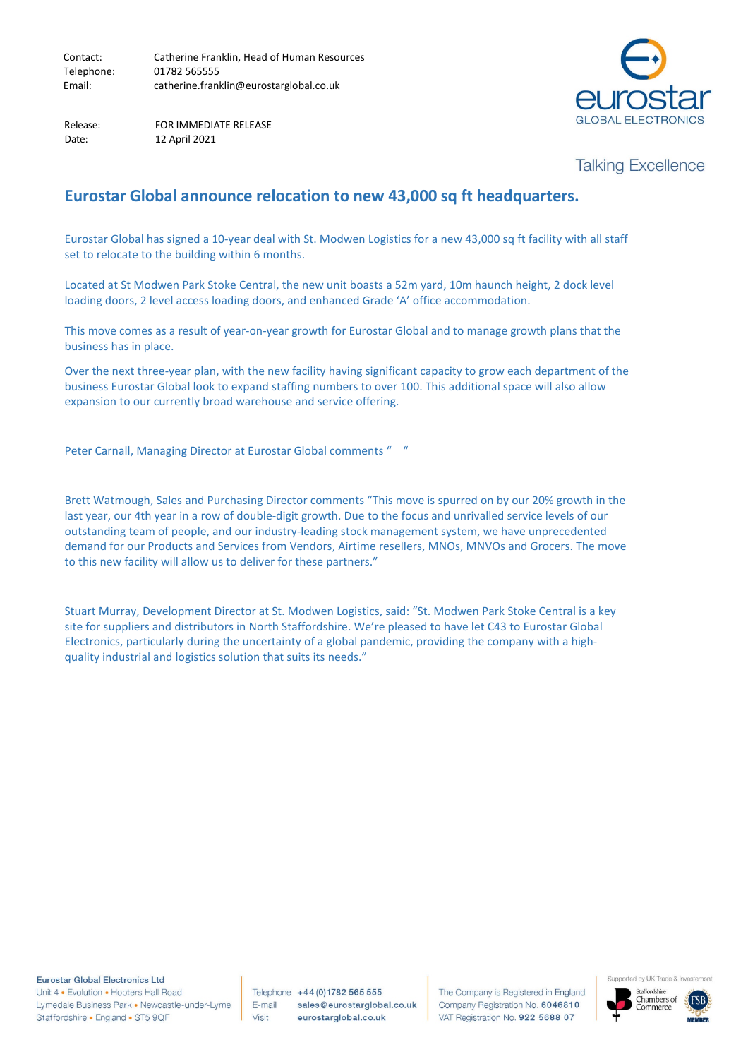Contact: Catherine Franklin, Head of Human Resources
Telephone: 01782 565555
Email: catherine.franklin@eurostarglobal.co.uk

Release: FOR IMMEDIATE RELEASE
Date: 12 April 2021

eurostar GLOBAL ELECTRONICS

Talking Excellence

## Eurostar Global announce relocation to new 43,000 sq ft headquarters.

Eurostar Global has signed a 10-year deal with St. Modwen Logistics for a new 43,000 sq ft facility with all staff set to relocate to the building within 6 months.

Located at St Modwen Park Stoke Central, the new unit boasts a 52m yard, 10m haunch height, 2 dock level loading doors, 2 level access loading doors, and enhanced Grade 'A' office accommodation.

This move comes as a result of year-on-year growth for Eurostar Global and to manage growth plans that the business has in place.

Over the next three-year plan, with the new facility having significant capacity to grow each department of the business Eurostar Global look to expand staffing numbers to over 100. This additional space will also allow expansion to our currently broad warehouse and service offering.

Peter Carnall, Managing Director at Eurostar Global comments " "

Brett Watmough, Sales and Purchasing Director comments "This move is spurred on by our 20% growth in the last year, our 4th year in a row of double-digit growth. Due to the focus and unrivalled service levels of our outstanding team of people, and our industry-leading stock management system, we have unprecedented demand for our Products and Services from Vendors, Airtime resellers, MNOs, MNVOs and Grocers. The move to this new facility will allow us to deliver for these partners."

Stuart Murray, Development Director at St. Modwen Logistics, said: "St. Modwen Park Stoke Central is a key site for suppliers and distributors in North Staffordshire. We're pleased to have let C43 to Eurostar Global Electronics, particularly during the uncertainty of a global pandemic, providing the company with a high-quality industrial and logistics solution that suits its needs."

**Eurostar Global Electronics Ltd**
Unit 4 • Evolution • Hooters Hall Road
Lymedale Business Park • Newcastle-under-Lyme
Staffordshire • England • ST5 9QF

Telephone +44 (0)1782 565 555
E-mail sales@eurostarglobal.co.uk
Visit eurostarglobal.co.uk

The Company is Registered in England
Company Registration No. 6046810
VAT Registration No. 922 5688 07

Supported by UK Trade & Investment
Staffordshire Chambers of Commerce
FSB MEMBER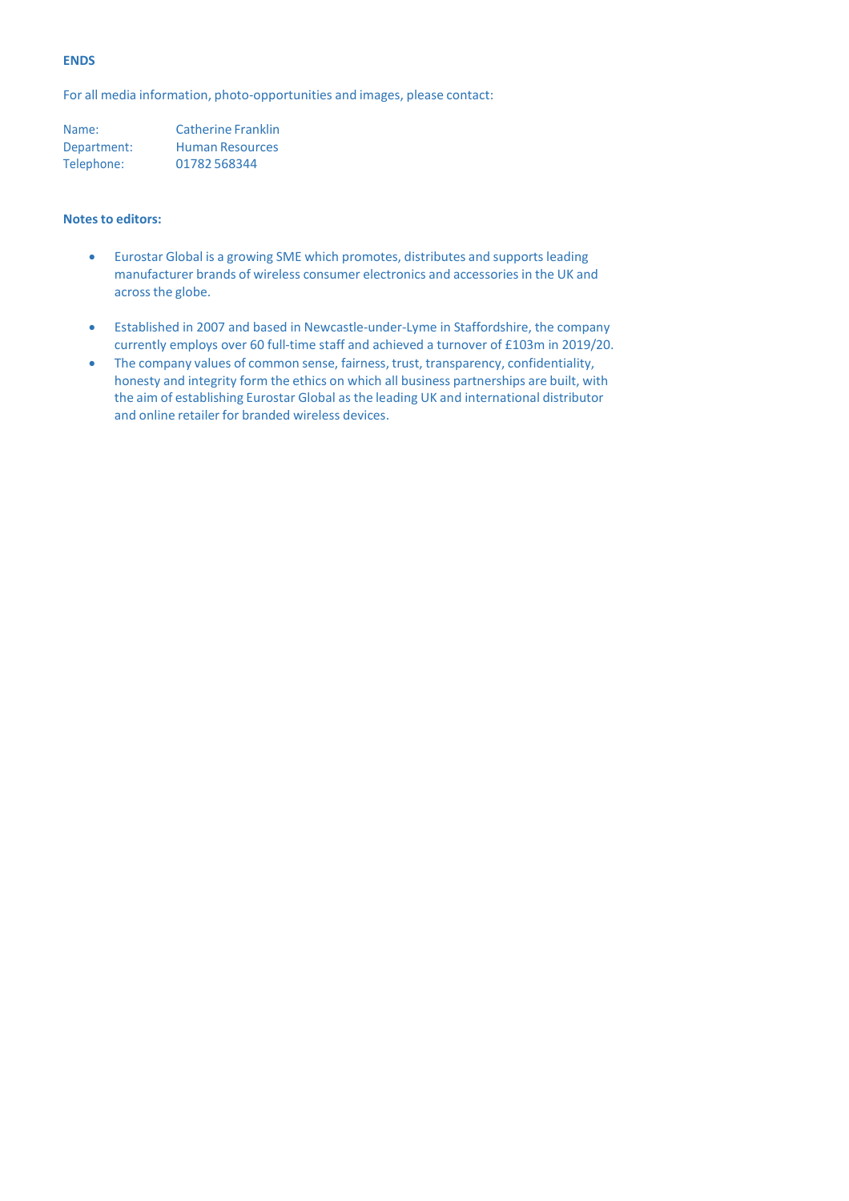**ENDS**

For all media information, photo-opportunities and images, please contact:

| | |
|---|---|
| Name: | Catherine Franklin |
| Department: | Human Resources |
| Telephone: | 01782 568344 |

**Notes to editors:**

- Eurostar Global is a growing SME which promotes, distributes and supports leading manufacturer brands of wireless consumer electronics and accessories in the UK and across the globe.
- Established in 2007 and based in Newcastle-under-Lyme in Staffordshire, the company currently employs over 60 full-time staff and achieved a turnover of £103m in 2019/20.
- The company values of common sense, fairness, trust, transparency, confidentiality, honesty and integrity form the ethics on which all business partnerships are built, with the aim of establishing Eurostar Global as the leading UK and international distributor and online retailer for branded wireless devices.